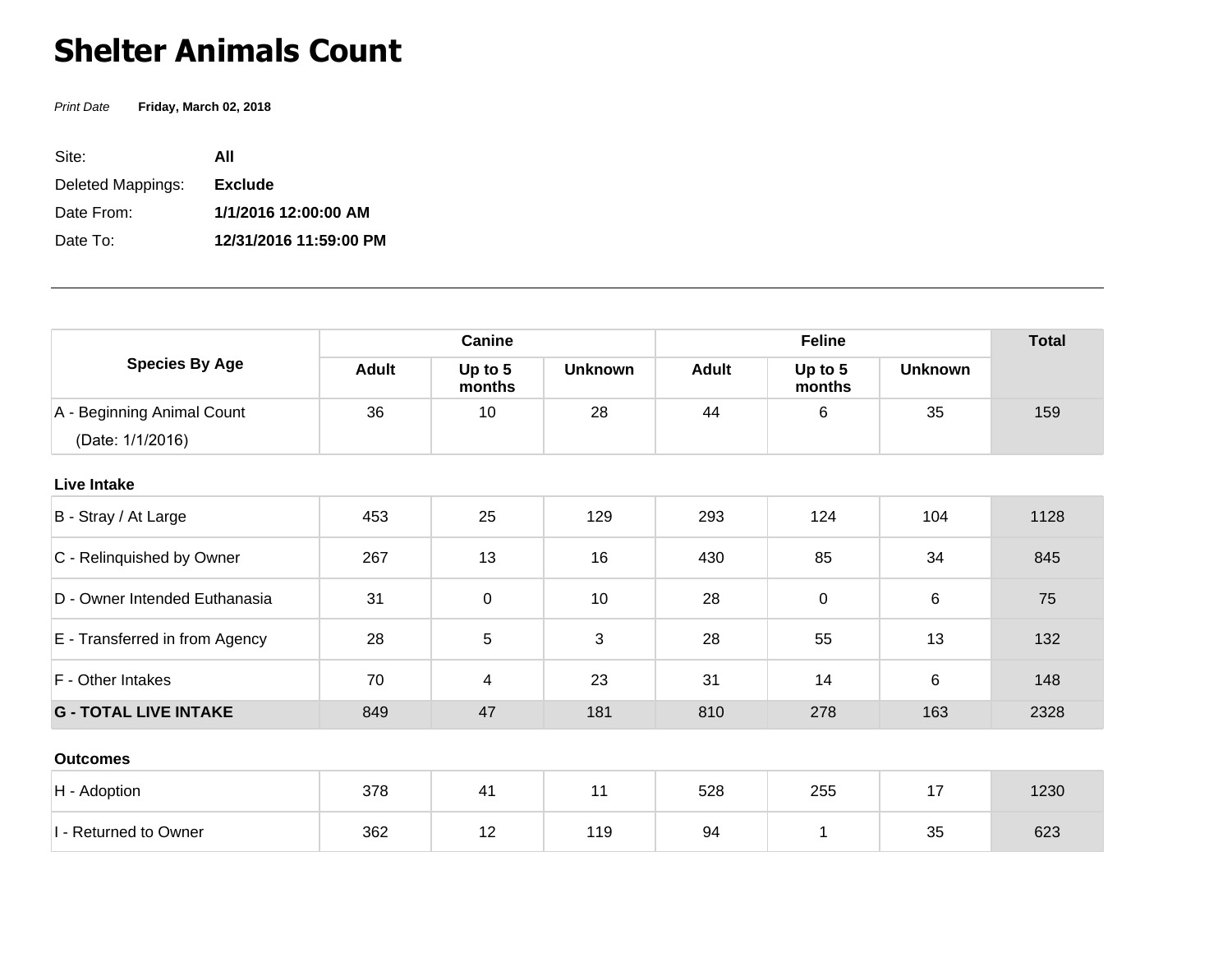# Shelter Animals Count

*Print Date* **Friday, March 02, 2018**

Site: **All**

Deleted Mappings: **Exclude**

Date From: **1/1/2016 12:00:00 AM**

Date To: **12/31/2016 11:59:00 PM**

---

| Species By Age | Canine | | | Feline | | | Total |
|---|---|---|---|---|---|---|---|
| | Adult | Up to 5 months | Unknown | Adult | Up to 5 months | Unknown | |
| A - Beginning Animal Count (Date: 1/1/2016) | 36 | 10 | 28 | 44 | 6 | 35 | 159 |
| **Live Intake** | | | | | | | |
| B - Stray / At Large | 453 | 25 | 129 | 293 | 124 | 104 | 1128 |
| C - Relinquished by Owner | 267 | 13 | 16 | 430 | 85 | 34 | 845 |
| D - Owner Intended Euthanasia | 31 | 0 | 10 | 28 | 0 | 6 | 75 |
| E - Transferred in from Agency | 28 | 5 | 3 | 28 | 55 | 13 | 132 |
| F - Other Intakes | 70 | 4 | 23 | 31 | 14 | 6 | 148 |
| **G - TOTAL LIVE INTAKE** | 849 | 47 | 181 | 810 | 278 | 163 | 2328 |
| **Outcomes** | | | | | | | |
| H - Adoption | 378 | 41 | 11 | 528 | 255 | 17 | 1230 |
| I - Returned to Owner | 362 | 12 | 119 | 94 | 1 | 35 | 623 |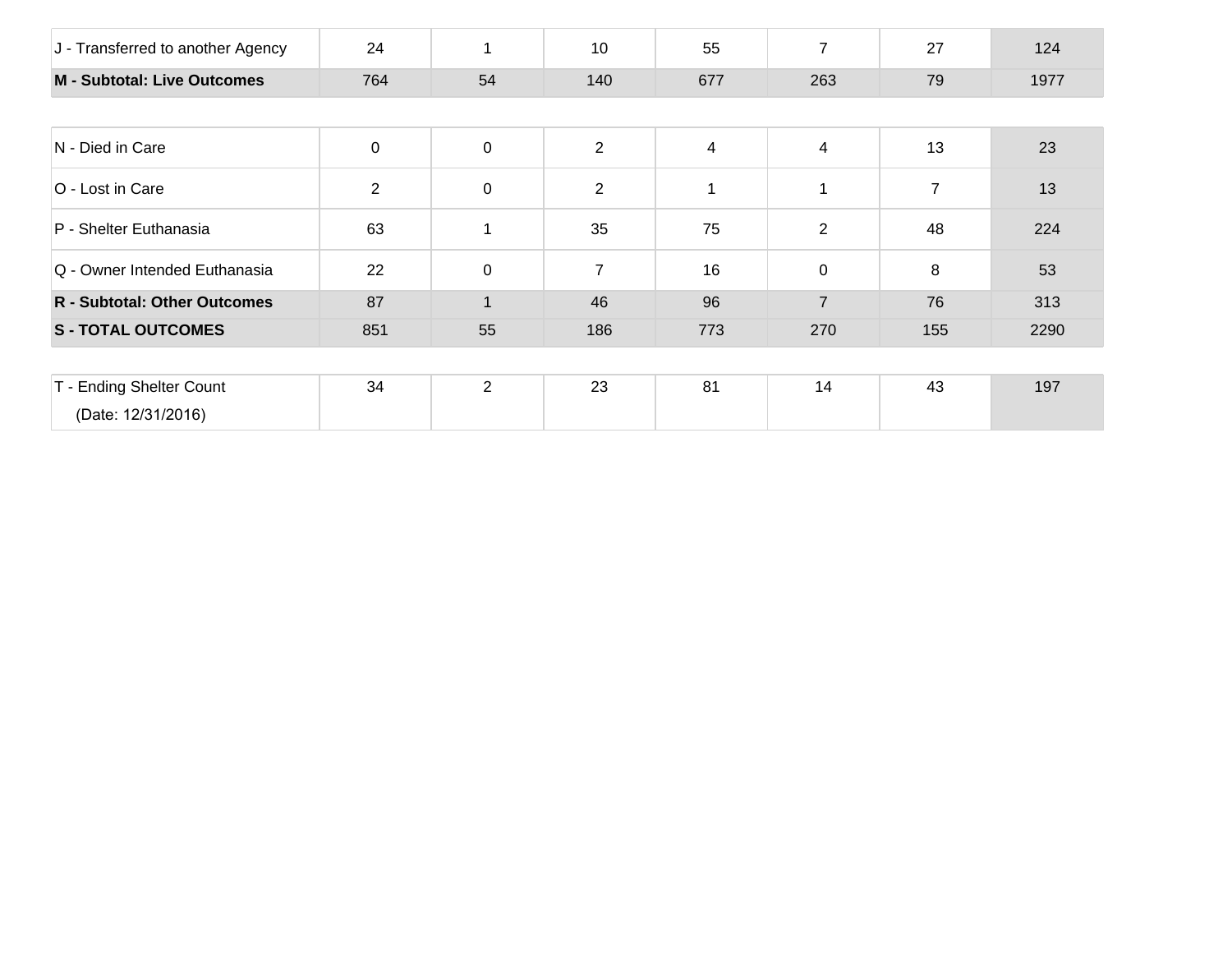| | | | | | | | |
|---|---|---|---|---|---|---|---|
| J - Transferred to another Agency | 24 | 1 | 10 | 55 | 7 | 27 | 124 |
| **M - Subtotal: Live Outcomes** | 764 | 54 | 140 | 677 | 263 | 79 | 1977 |

| | | | | | | | |
|---|---|---|---|---|---|---|---|
| N - Died in Care | 0 | 0 | 2 | 4 | 4 | 13 | 23 |
| O - Lost in Care | 2 | 0 | 2 | 1 | 1 | 7 | 13 |
| P - Shelter Euthanasia | 63 | 1 | 35 | 75 | 2 | 48 | 224 |
| Q - Owner Intended Euthanasia | 22 | 0 | 7 | 16 | 0 | 8 | 53 |
| **R - Subtotal: Other Outcomes** | 87 | 1 | 46 | 96 | 7 | 76 | 313 |
| **S - TOTAL OUTCOMES** | 851 | 55 | 186 | 773 | 270 | 155 | 2290 |

| | | | | | | | |
|---|---|---|---|---|---|---|---|
| T - Ending Shelter Count (Date: 12/31/2016) | 34 | 2 | 23 | 81 | 14 | 43 | 197 |